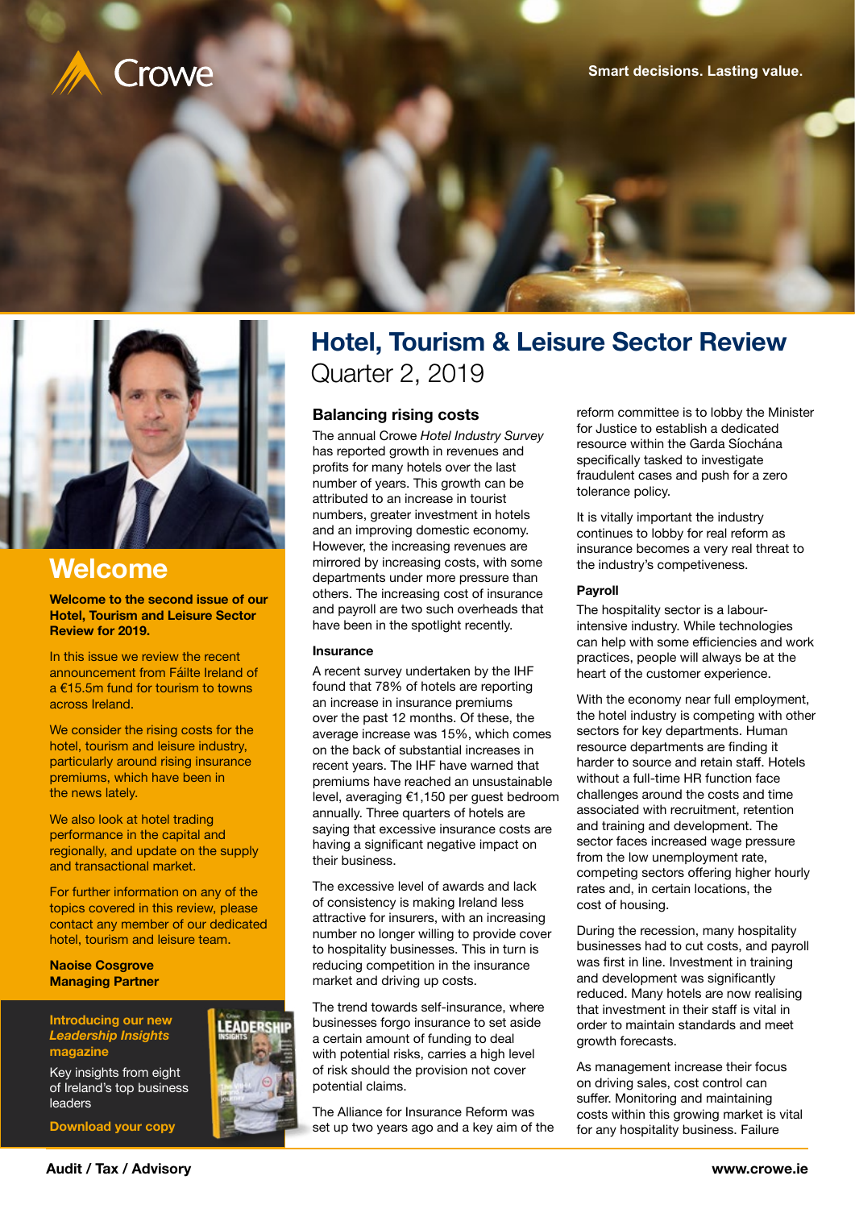Crowe

Smart decisions. Lasting value.

# Hotel, Tourism & Leisure Sector Review

Quarter 2, 2019

## Welcome

**Welcome to the second issue of our Hotel, Tourism and Leisure Sector Review for 2019.**

In this issue we review the recent announcement from Fáilte Ireland of a €15.5m fund for tourism to towns across Ireland.

We consider the rising costs for the hotel, tourism and leisure industry, particularly around rising insurance premiums, which have been in the news lately.

We also look at hotel trading performance in the capital and regionally, and update on the supply and transactional market.

For further information on any of the topics covered in this review, please contact any member of our dedicated hotel, tourism and leisure team.

**Naoise Cosgrove**
**Managing Partner**

**Introducing our new *Leadership Insights* magazine**

Key insights from eight of Ireland's top business leaders

**Download your copy**

## Balancing rising costs

The annual Crowe *Hotel Industry Survey* has reported growth in revenues and profits for many hotels over the last number of years. This growth can be attributed to an increase in tourist numbers, greater investment in hotels and an improving domestic economy. However, the increasing revenues are mirrored by increasing costs, with some departments under more pressure than others. The increasing cost of insurance and payroll are two such overheads that have been in the spotlight recently.

### Insurance

A recent survey undertaken by the IHF found that 78% of hotels are reporting an increase in insurance premiums over the past 12 months. Of these, the average increase was 15%, which comes on the back of substantial increases in recent years. The IHF have warned that premiums have reached an unsustainable level, averaging €1,150 per guest bedroom annually. Three quarters of hotels are saying that excessive insurance costs are having a significant negative impact on their business.

The excessive level of awards and lack of consistency is making Ireland less attractive for insurers, with an increasing number no longer willing to provide cover to hospitality businesses. This in turn is reducing competition in the insurance market and driving up costs.

The trend towards self-insurance, where businesses forgo insurance to set aside a certain amount of funding to deal with potential risks, carries a high level of risk should the provision not cover potential claims.

The Alliance for Insurance Reform was set up two years ago and a key aim of the reform committee is to lobby the Minister for Justice to establish a dedicated resource within the Garda Síochána specifically tasked to investigate fraudulent cases and push for a zero tolerance policy.

It is vitally important the industry continues to lobby for real reform as insurance becomes a very real threat to the industry's competiveness.

### Payroll

The hospitality sector is a labour-intensive industry. While technologies can help with some efficiencies and work practices, people will always be at the heart of the customer experience.

With the economy near full employment, the hotel industry is competing with other sectors for key departments. Human resource departments are finding it harder to source and retain staff. Hotels without a full-time HR function face challenges around the costs and time associated with recruitment, retention and training and development. The sector faces increased wage pressure from the low unemployment rate, competing sectors offering higher hourly rates and, in certain locations, the cost of housing.

During the recession, many hospitality businesses had to cut costs, and payroll was first in line. Investment in training and development was significantly reduced. Many hotels are now realising that investment in their staff is vital in order to maintain standards and meet growth forecasts.

As management increase their focus on driving sales, cost control can suffer. Monitoring and maintaining costs within this growing market is vital for any hospitality business. Failure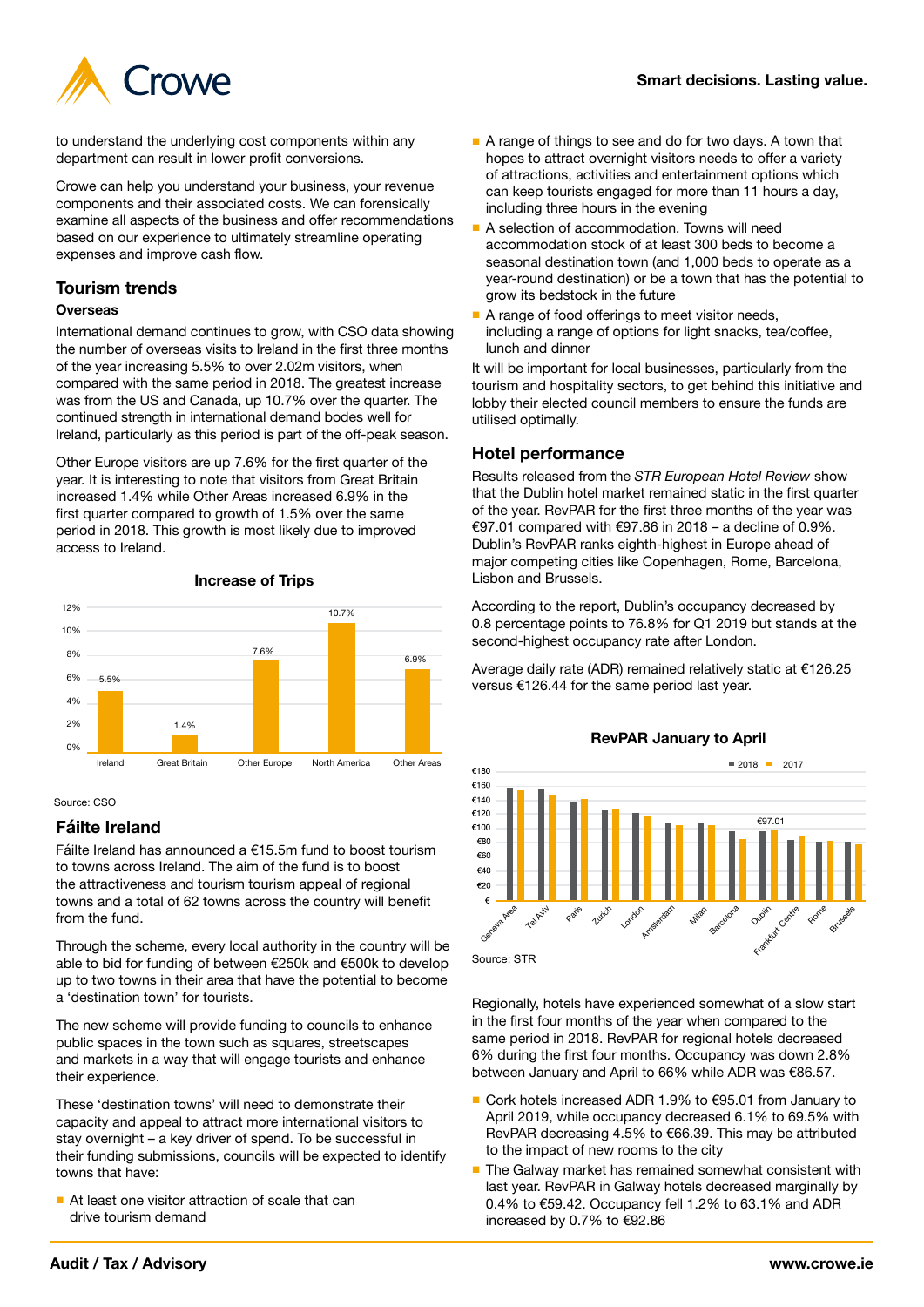to understand the underlying cost components within any department can result in lower profit conversions.

Crowe can help you understand your business, your revenue components and their associated costs. We can forensically examine all aspects of the business and offer recommendations based on our experience to ultimately streamline operating expenses and improve cash flow.

## Tourism trends

### Overseas

International demand continues to grow, with CSO data showing the number of overseas visits to Ireland in the first three months of the year increasing 5.5% to over 2.02m visitors, when compared with the same period in 2018. The greatest increase was from the US and Canada, up 10.7% over the quarter. The continued strength in international demand bodes well for Ireland, particularly as this period is part of the off-peak season.

Other Europe visitors are up 7.6% for the first quarter of the year. It is interesting to note that visitors from Great Britain increased 1.4% while Other Areas increased 6.9% in the first quarter compared to growth of 1.5% over the same period in 2018. This growth is most likely due to improved access to Ireland.

**Increase of Trips**

| | Ireland | Great Britain | Other Europe | North America | Other Areas |
|---|---|---|---|---|---|
| Increase | 5.5% | 1.4% | 7.6% | 10.7% | 6.9% |

Source: CSO

## Fáilte Ireland

Fáilte Ireland has announced a €15.5m fund to boost tourism to towns across Ireland. The aim of the fund is to boost the attractiveness and tourism appeal of regional towns and a total of 62 towns across the country will benefit from the fund.

Through the scheme, every local authority in the country will be able to bid for funding of between €250k and €500k to develop up to two towns in their area that have the potential to become a 'destination town' for tourists.

The new scheme will provide funding to councils to enhance public spaces in the town such as squares, streetscapes and markets in a way that will engage tourists and enhance their experience.

These 'destination towns' will need to demonstrate their capacity and appeal to attract more international visitors to stay overnight – a key driver of spend. To be successful in their funding submissions, councils will be expected to identify towns that have:

- At least one visitor attraction of scale that can drive tourism demand
- A range of things to see and do for two days. A town that hopes to attract overnight visitors needs to offer a variety of attractions, activities and entertainment options which can keep tourists engaged for more than 11 hours a day, including three hours in the evening
- A selection of accommodation. Towns will need accommodation stock of at least 300 beds to become a seasonal destination town (and 1,000 beds to operate as a year-round destination) or be a town that has the potential to grow its bedstock in the future
- A range of food offerings to meet visitor needs, including a range of options for light snacks, tea/coffee, lunch and dinner

It will be important for local businesses, particularly from the tourism and hospitality sectors, to get behind this initiative and lobby their elected council members to ensure the funds are utilised optimally.

## Hotel performance

Results released from the *STR European Hotel Review* show that the Dublin hotel market remained static in the first quarter of the year. RevPAR for the first three months of the year was €97.01 compared with €97.86 in 2018 – a decline of 0.9%. Dublin's RevPAR ranks eighth-highest in Europe ahead of major competing cities like Copenhagen, Rome, Barcelona, Lisbon and Brussels.

According to the report, Dublin's occupancy decreased by 0.8 percentage points to 76.8% for Q1 2019 but stands at the second-highest occupancy rate after London.

Average daily rate (ADR) remained relatively static at €126.25 versus €126.44 for the same period last year.

**RevPAR January to April**

Bar chart (2018 vs 2017) for: Geneva Area, Tel Aviv, Paris, Zurich, London, Amsterdam, Milan, Barcelona, Dublin (€97.01), Frankfurt Centre, Rome, Brussels.

Source: STR

Regionally, hotels have experienced somewhat of a slow start in the first four months of the year when compared to the same period in 2018. RevPAR for regional hotels decreased 6% during the first four months. Occupancy was down 2.8% between January and April to 66% while ADR was €86.57.

- Cork hotels increased ADR 1.9% to €95.01 from January to April 2019, while occupancy decreased 6.1% to 69.5% with RevPAR decreasing 4.5% to €66.39. This may be attributed to the impact of new rooms to the city
- The Galway market has remained somewhat consistent with last year. RevPAR in Galway hotels decreased marginally by 0.4% to €59.42. Occupancy fell 1.2% to 63.1% and ADR increased by 0.7% to €92.86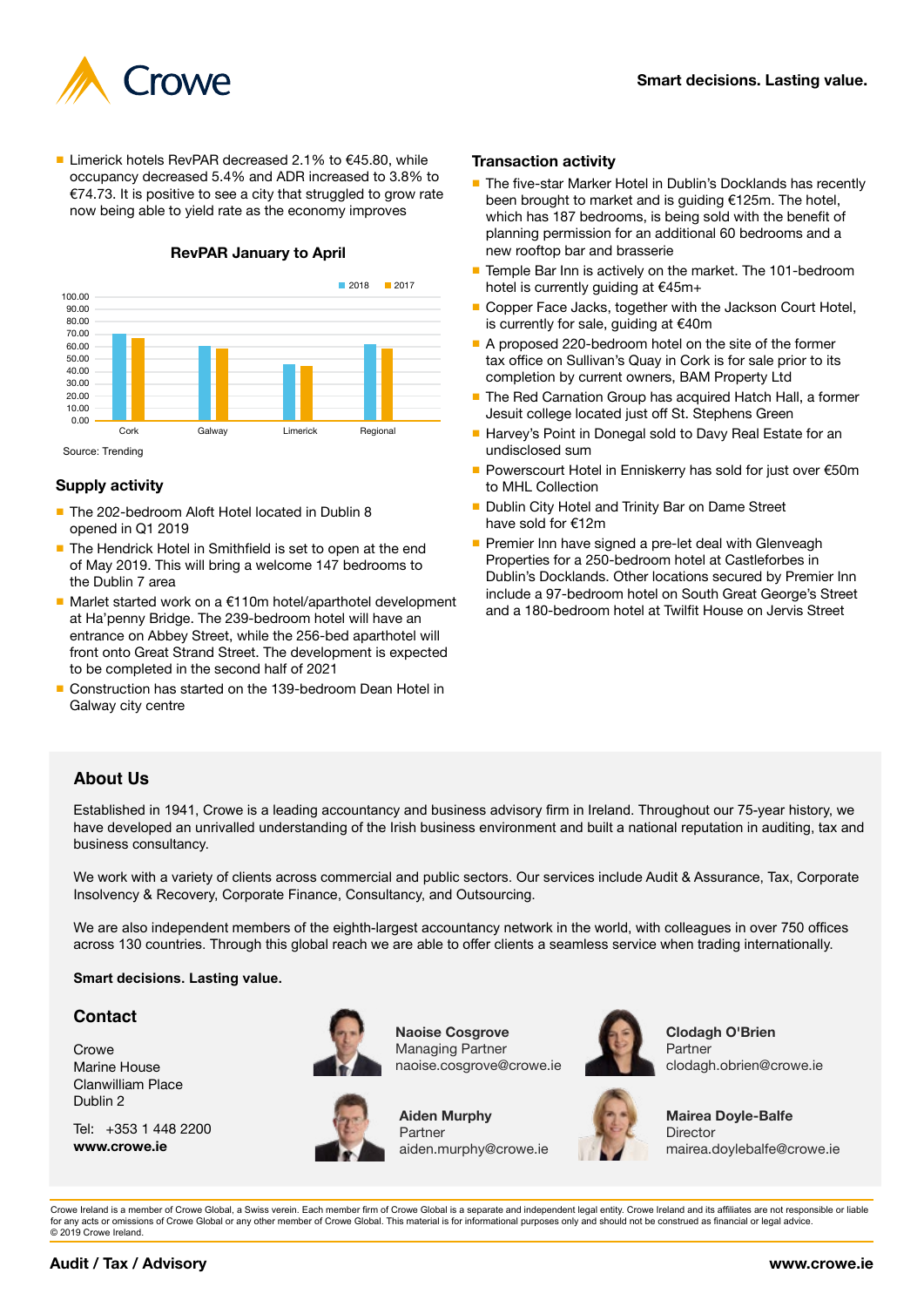- Limerick hotels RevPAR decreased 2.1% to €45.80, while occupancy decreased 5.4% and ADR increased to 3.8% to €74.73. It is positive to see a city that struggled to grow rate now being able to yield rate as the economy improves

**RevPAR January to April**

2018 2017

100.00
90.00
80.00
70.00
60.00
50.00
40.00
30.00
20.00
10.00
0.00

Cork Galway Limerick Regional

Source: Trending

## Supply activity

- The 202-bedroom Aloft Hotel located in Dublin 8 opened in Q1 2019
- The Hendrick Hotel in Smithfield is set to open at the end of May 2019. This will bring a welcome 147 bedrooms to the Dublin 7 area
- Marlet started work on a €110m hotel/aparthotel development at Ha'penny Bridge. The 239-bedroom hotel will have an entrance on Abbey Street, while the 256-bed aparthotel will front onto Great Strand Street. The development is expected to be completed in the second half of 2021
- Construction has started on the 139-bedroom Dean Hotel in Galway city centre

## Transaction activity

- The five-star Marker Hotel in Dublin's Docklands has recently been brought to market and is guiding €125m. The hotel, which has 187 bedrooms, is being sold with the benefit of planning permission for an additional 60 bedrooms and a new rooftop bar and brasserie
- Temple Bar Inn is actively on the market. The 101-bedroom hotel is currently guiding at €45m+
- Copper Face Jacks, together with the Jackson Court Hotel, is currently for sale, guiding at €40m
- A proposed 220-bedroom hotel on the site of the former tax office on Sullivan's Quay in Cork is for sale prior to its completion by current owners, BAM Property Ltd
- The Red Carnation Group has acquired Hatch Hall, a former Jesuit college located just off St. Stephens Green
- Harvey's Point in Donegal sold to Davy Real Estate for an undisclosed sum
- Powerscourt Hotel in Enniskerry has sold for just over €50m to MHL Collection
- Dublin City Hotel and Trinity Bar on Dame Street have sold for €12m
- Premier Inn have signed a pre-let deal with Glenveagh Properties for a 250-bedroom hotel at Castleforbes in Dublin's Docklands. Other locations secured by Premier Inn include a 97-bedroom hotel on South Great George's Street and a 180-bedroom hotel at Twilfit House on Jervis Street

## About Us

Established in 1941, Crowe is a leading accountancy and business advisory firm in Ireland. Throughout our 75-year history, we have developed an unrivalled understanding of the Irish business environment and built a national reputation in auditing, tax and business consultancy.

We work with a variety of clients across commercial and public sectors. Our services include Audit & Assurance, Tax, Corporate Insolvency & Recovery, Corporate Finance, Consultancy, and Outsourcing.

We are also independent members of the eighth-largest accountancy network in the world, with colleagues in over 750 offices across 130 countries. Through this global reach we are able to offer clients a seamless service when trading internationally.

**Smart decisions. Lasting value.**

## Contact

Crowe
Marine House
Clanwilliam Place
Dublin 2

Tel: +353 1 448 2200
**www.crowe.ie**

**Naoise Cosgrove**
Managing Partner
naoise.cosgrove@crowe.ie

**Clodagh O'Brien**
Partner
clodagh.obrien@crowe.ie

**Aiden Murphy**
Partner
aiden.murphy@crowe.ie

**Mairea Doyle-Balfe**
Director
mairea.doylebalfe@crowe.ie

Crowe Ireland is a member of Crowe Global, a Swiss verein. Each member firm of Crowe Global is a separate and independent legal entity. Crowe Ireland and its affiliates are not responsible or liable for any acts or omissions of Crowe Global or any other member of Crowe Global. This material is for informational purposes only and should not be construed as financial or legal advice.
© 2019 Crowe Ireland.